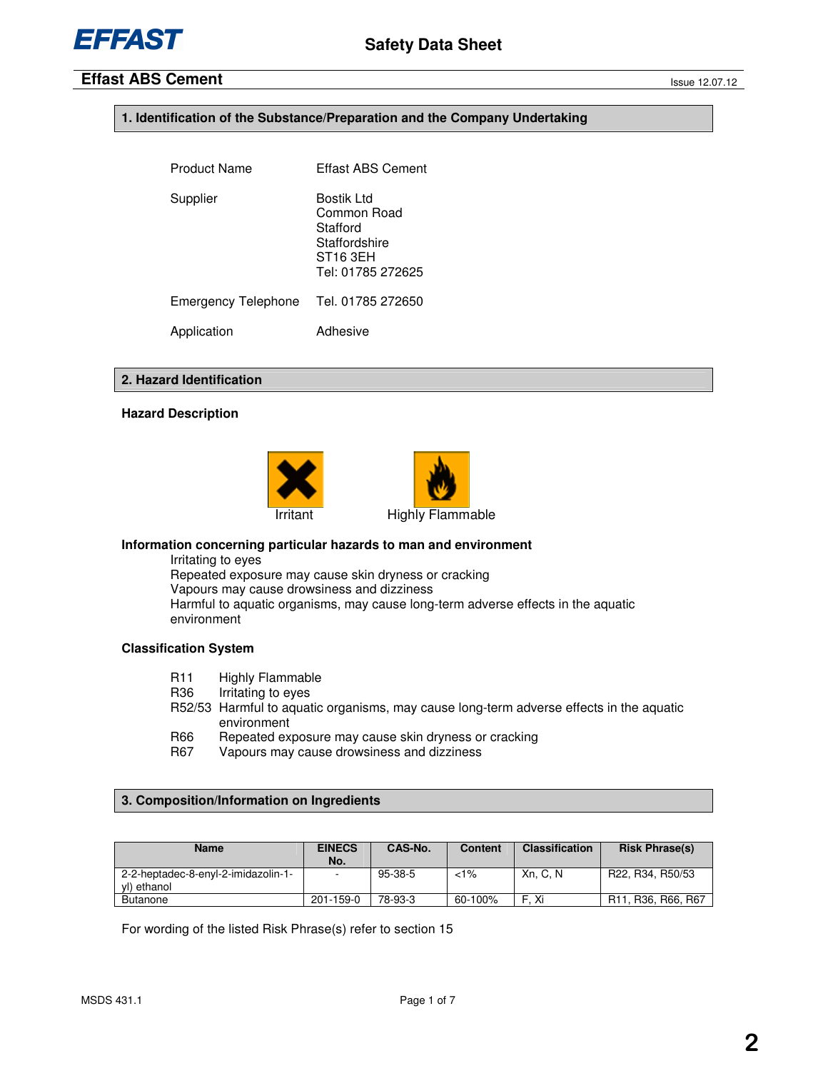# Effast ABS Cement

Issue 12.07.12

## 1. Identification of the Substance/Preparation and the Company Undertaking

| | |
|---|---|
| Product Name | Effast ABS Cement |
| Supplier | Bostik Ltd<br>Common Road<br>Stafford<br>Staffordshire<br>ST16 3EH<br>Tel: 01785 272625 |
| Emergency Telephone | Tel. 01785 272650 |
| Application | Adhesive |

## 2. Hazard Identification

### Hazard Description

Irritant   Highly Flammable

### Information concerning particular hazards to man and environment

Irritating to eyes
Repeated exposure may cause skin dryness or cracking
Vapours may cause drowsiness and dizziness
Harmful to aquatic organisms, may cause long-term adverse effects in the aquatic environment

### Classification System

- R11 Highly Flammable
- R36 Irritating to eyes
- R52/53 Harmful to aquatic organisms, may cause long-term adverse effects in the aquatic environment
- R66 Repeated exposure may cause skin dryness or cracking
- R67 Vapours may cause drowsiness and dizziness

## 3. Composition/Information on Ingredients

| Name | EINECS No. | CAS-No. | Content | Classification | Risk Phrase(s) |
|---|---|---|---|---|---|
| 2-2-heptadec-8-enyl-2-imidazolin-1-yl) ethanol | - | 95-38-5 | <1% | Xn, C, N | R22, R34, R50/53 |
| Butanone | 201-159-0 | 78-93-3 | 60-100% | F, Xi | R11, R36, R66, R67 |

For wording of the listed Risk Phrase(s) refer to section 15

MSDS 431.1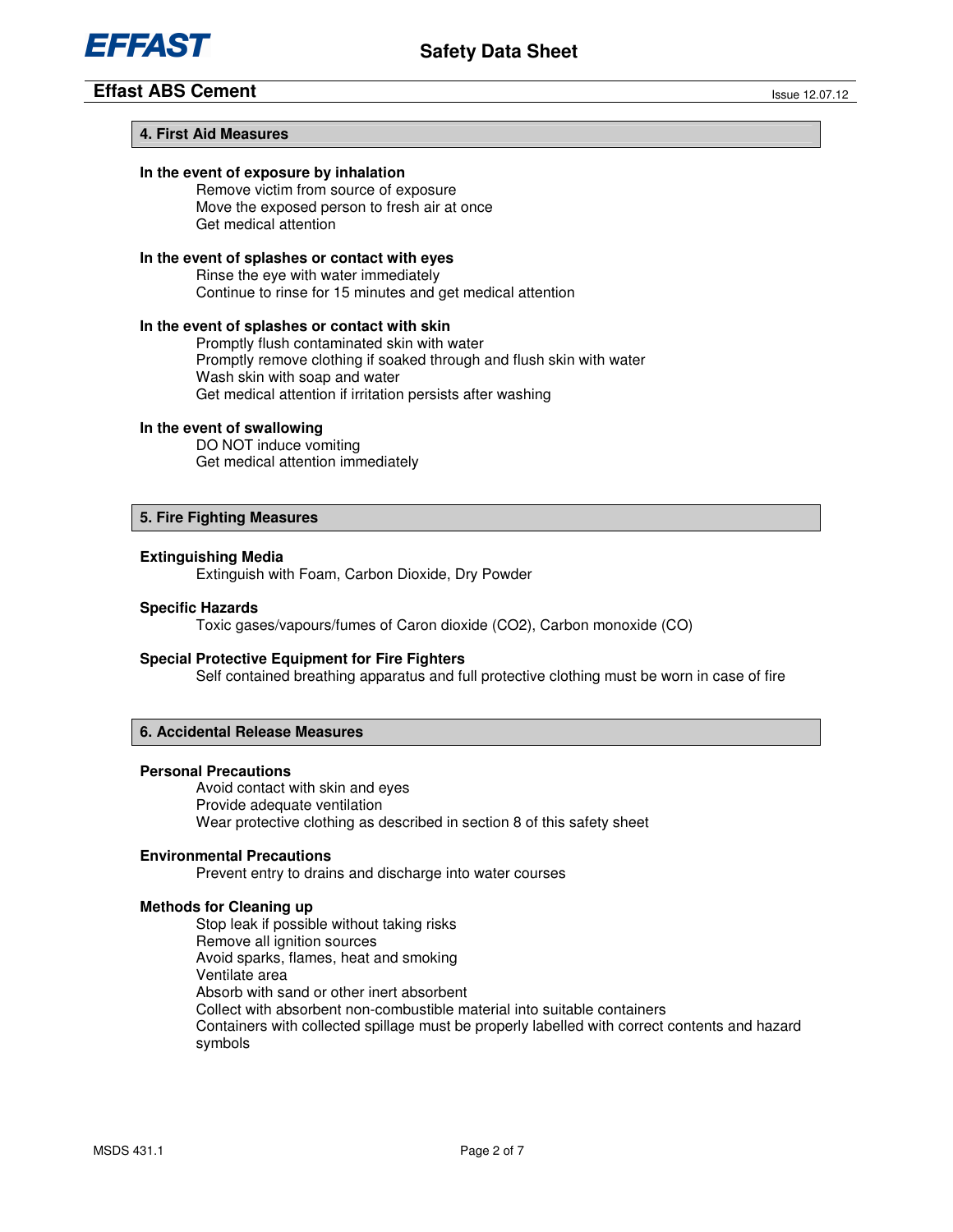## 4. First Aid Measures

**In the event of exposure by inhalation**

Remove victim from source of exposure
Move the exposed person to fresh air at once
Get medical attention

**In the event of splashes or contact with eyes**

Rinse the eye with water immediately
Continue to rinse for 15 minutes and get medical attention

**In the event of splashes or contact with skin**

Promptly flush contaminated skin with water
Promptly remove clothing if soaked through and flush skin with water
Wash skin with soap and water
Get medical attention if irritation persists after washing

**In the event of swallowing**

DO NOT induce vomiting
Get medical attention immediately

## 5. Fire Fighting Measures

**Extinguishing Media**

Extinguish with Foam, Carbon Dioxide, Dry Powder

**Specific Hazards**

Toxic gases/vapours/fumes of Caron dioxide ($CO_2$), Carbon monoxide (CO)

**Special Protective Equipment for Fire Fighters**

Self contained breathing apparatus and full protective clothing must be worn in case of fire

## 6. Accidental Release Measures

**Personal Precautions**

Avoid contact with skin and eyes
Provide adequate ventilation
Wear protective clothing as described in section 8 of this safety sheet

**Environmental Precautions**

Prevent entry to drains and discharge into water courses

**Methods for Cleaning up**

Stop leak if possible without taking risks
Remove all ignition sources
Avoid sparks, flames, heat and smoking
Ventilate area
Absorb with sand or other inert absorbent
Collect with absorbent non-combustible material into suitable containers
Containers with collected spillage must be properly labelled with correct contents and hazard symbols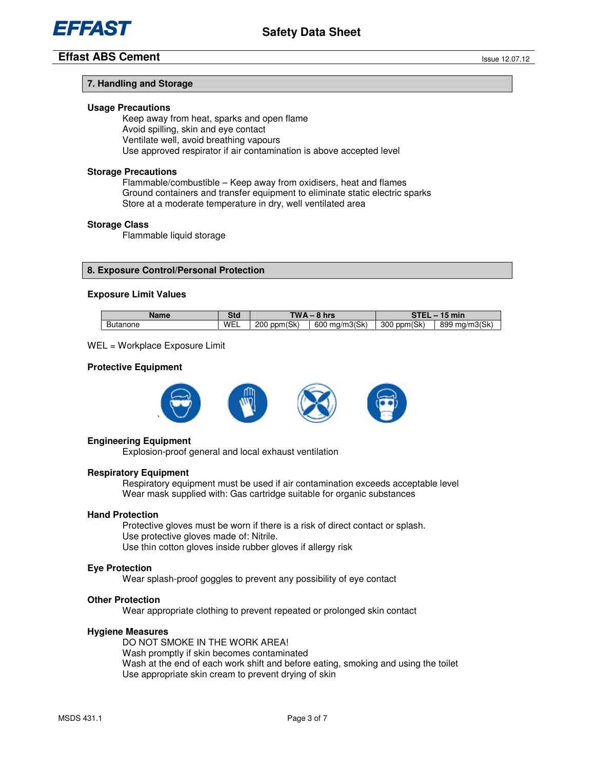## 7. Handling and Storage

### Usage Precautions

Keep away from heat, sparks and open flame
Avoid spilling, skin and eye contact
Ventilate well, avoid breathing vapours
Use approved respirator if air contamination is above accepted level

### Storage Precautions

Flammable/combustible – Keep away from oxidisers, heat and flames
Ground containers and transfer equipment to eliminate static electric sparks
Store at a moderate temperature in dry, well ventilated area

### Storage Class

Flammable liquid storage

## 8. Exposure Control/Personal Protection

### Exposure Limit Values

| Name | Std | TWA – 8 hrs | | STEL – 15 min | |
|---|---|---|---|---|---|
| Butanone | WEL | 200 ppm(Sk) | 600 mg/m3(Sk) | 300 ppm(Sk) | 899 mg/m3(Sk) |

WEL = Workplace Exposure Limit

### Protective Equipment

### Engineering Equipment

Explosion-proof general and local exhaust ventilation

### Respiratory Equipment

Respiratory equipment must be used if air contamination exceeds acceptable level
Wear mask supplied with: Gas cartridge suitable for organic substances

### Hand Protection

Protective gloves must be worn if there is a risk of direct contact or splash.
Use protective gloves made of: Nitrile.
Use thin cotton gloves inside rubber gloves if allergy risk

### Eye Protection

Wear splash-proof goggles to prevent any possibility of eye contact

### Other Protection

Wear appropriate clothing to prevent repeated or prolonged skin contact

### Hygiene Measures

DO NOT SMOKE IN THE WORK AREA!
Wash promptly if skin becomes contaminated
Wash at the end of each work shift and before eating, smoking and using the toilet
Use appropriate skin cream to prevent drying of skin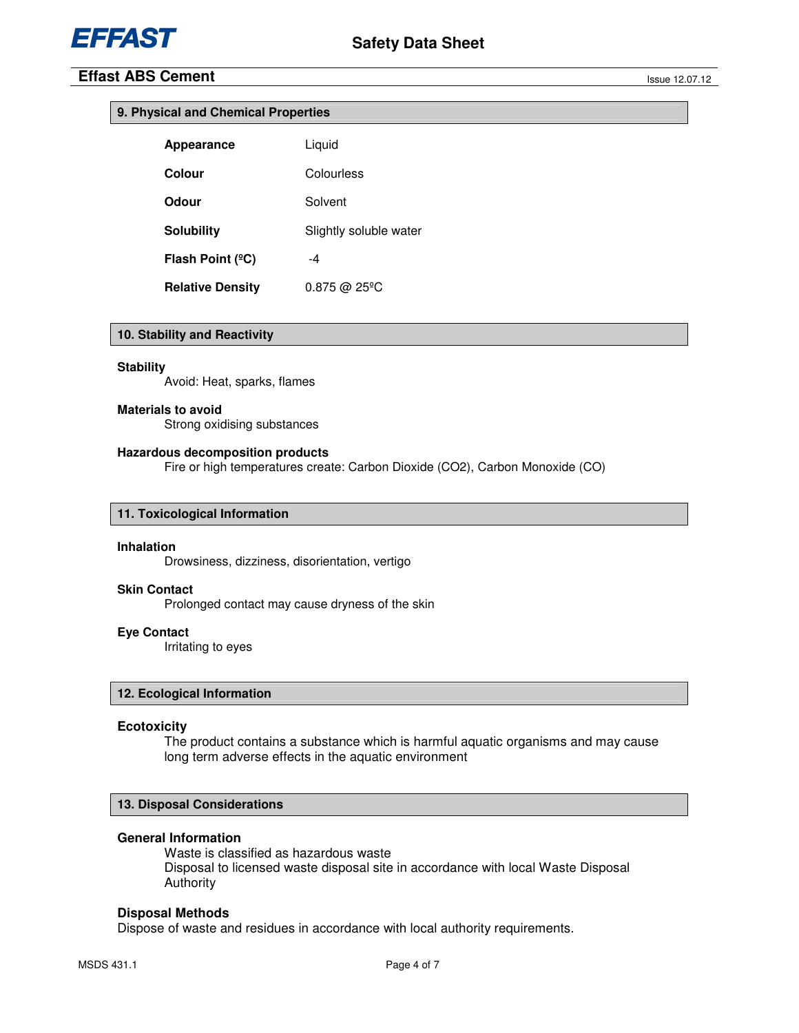## 9. Physical and Chemical Properties

| | |
|---|---|
| **Appearance** | Liquid |
| **Colour** | Colourless |
| **Odour** | Solvent |
| **Solubility** | Slightly soluble water |
| **Flash Point (ºC)** | -4 |
| **Relative Density** | 0.875 @ 25ºC |

## 10. Stability and Reactivity

**Stability**

Avoid: Heat, sparks, flames

**Materials to avoid**

Strong oxidising substances

**Hazardous decomposition products**

Fire or high temperatures create: Carbon Dioxide ($CO_2$), Carbon Monoxide (CO)

## 11. Toxicological Information

**Inhalation**

Drowsiness, dizziness, disorientation, vertigo

**Skin Contact**

Prolonged contact may cause dryness of the skin

**Eye Contact**

Irritating to eyes

## 12. Ecological Information

**Ecotoxicity**

The product contains a substance which is harmful aquatic organisms and may cause long term adverse effects in the aquatic environment

## 13. Disposal Considerations

**General Information**

Waste is classified as hazardous waste
Disposal to licensed waste disposal site in accordance with local Waste Disposal Authority

**Disposal Methods**

Dispose of waste and residues in accordance with local authority requirements.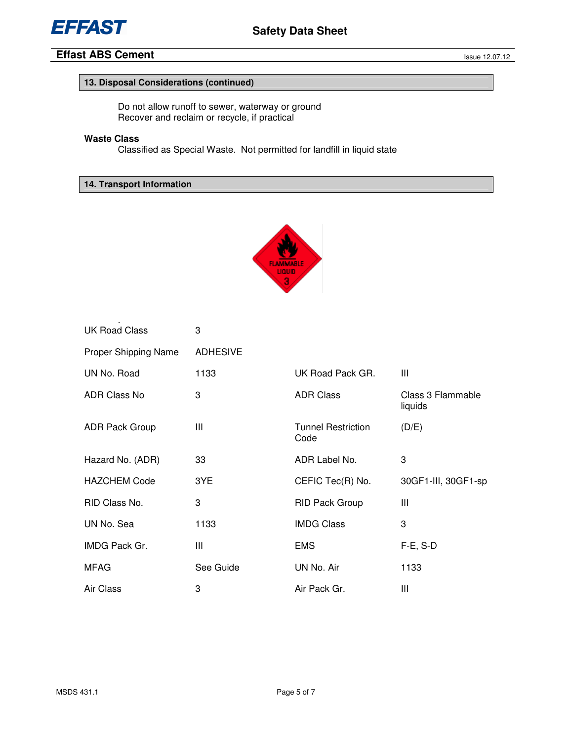## 13. Disposal Considerations (continued)

Do not allow runoff to sewer, waterway or ground
Recover and reclaim or recycle, if practical

**Waste Class**

Classified as Special Waste. Not permitted for landfill in liquid state

## 14. Transport Information

| | | | |
|---|---|---|---|
| UK Road Class | 3 | | |
| Proper Shipping Name | ADHESIVE | | |
| UN No. Road | 1133 | UK Road Pack GR. | III |
| ADR Class No | 3 | ADR Class | Class 3 Flammable liquids |
| ADR Pack Group | III | Tunnel Restriction Code | (D/E) |
| Hazard No. (ADR) | 33 | ADR Label No. | 3 |
| HAZCHEM Code | 3YE | CEFIC Tec(R) No. | 30GF1-III, 30GF1-sp |
| RID Class No. | 3 | RID Pack Group | III |
| UN No. Sea | 1133 | IMDG Class | 3 |
| IMDG Pack Gr. | III | EMS | F-E, S-D |
| MFAG | See Guide | UN No. Air | 1133 |
| Air Class | 3 | Air Pack Gr. | III |

MSDS 431.1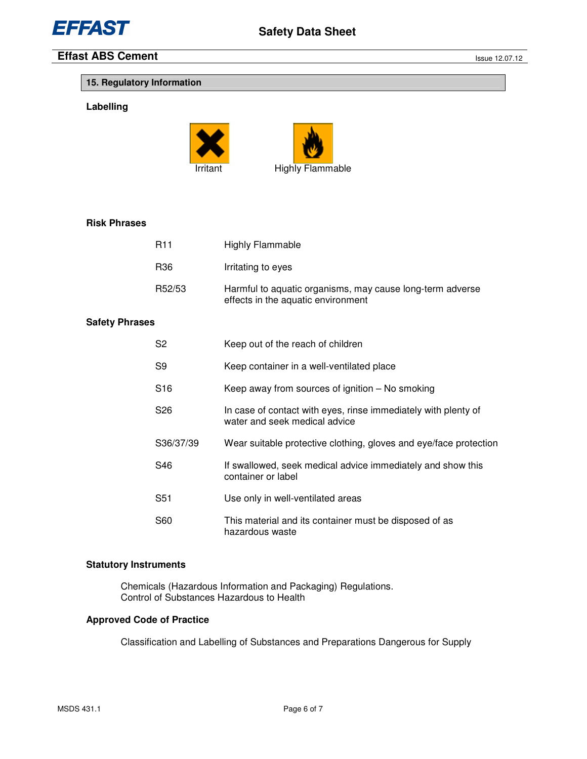## 15. Regulatory Information

### Labelling

Irritant    Highly Flammable

### Risk Phrases

| | |
|---|---|
| R11 | Highly Flammable |
| R36 | Irritating to eyes |
| R52/53 | Harmful to aquatic organisms, may cause long-term adverse effects in the aquatic environment |

### Safety Phrases

| | |
|---|---|
| S2 | Keep out of the reach of children |
| S9 | Keep container in a well-ventilated place |
| S16 | Keep away from sources of ignition – No smoking |
| S26 | In case of contact with eyes, rinse immediately with plenty of water and seek medical advice |
| S36/37/39 | Wear suitable protective clothing, gloves and eye/face protection |
| S46 | If swallowed, seek medical advice immediately and show this container or label |
| S51 | Use only in well-ventilated areas |
| S60 | This material and its container must be disposed of as hazardous waste |

### Statutory Instruments

Chemicals (Hazardous Information and Packaging) Regulations.
Control of Substances Hazardous to Health

### Approved Code of Practice

Classification and Labelling of Substances and Preparations Dangerous for Supply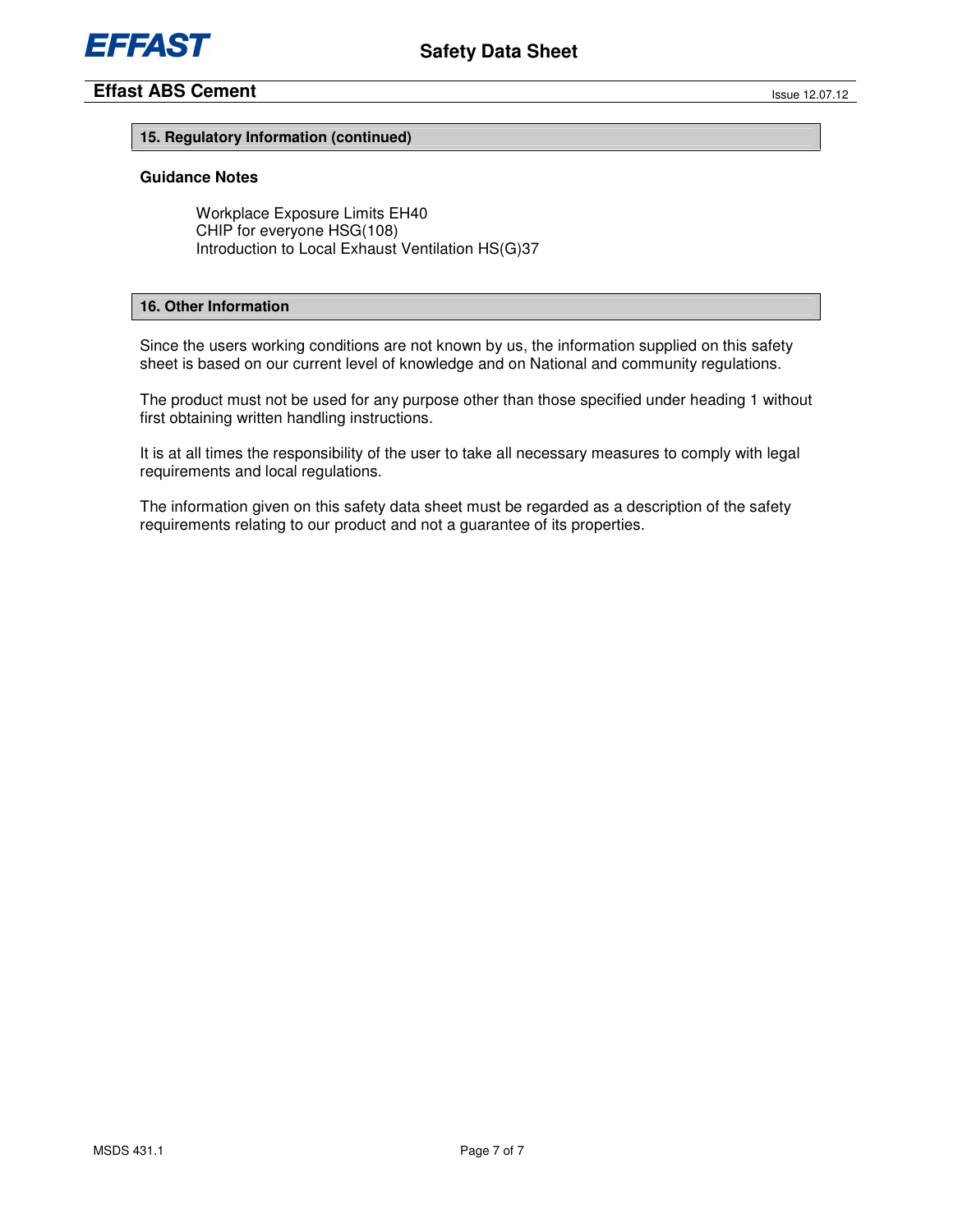## 15. Regulatory Information (continued)

**Guidance Notes**

Workplace Exposure Limits EH40
CHIP for everyone HSG(108)
Introduction to Local Exhaust Ventilation HS(G)37

## 16. Other Information

Since the users working conditions are not known by us, the information supplied on this safety sheet is based on our current level of knowledge and on National and community regulations.

The product must not be used for any purpose other than those specified under heading 1 without first obtaining written handling instructions.

It is at all times the responsibility of the user to take all necessary measures to comply with legal requirements and local regulations.

The information given on this safety data sheet must be regarded as a description of the safety requirements relating to our product and not a guarantee of its properties.